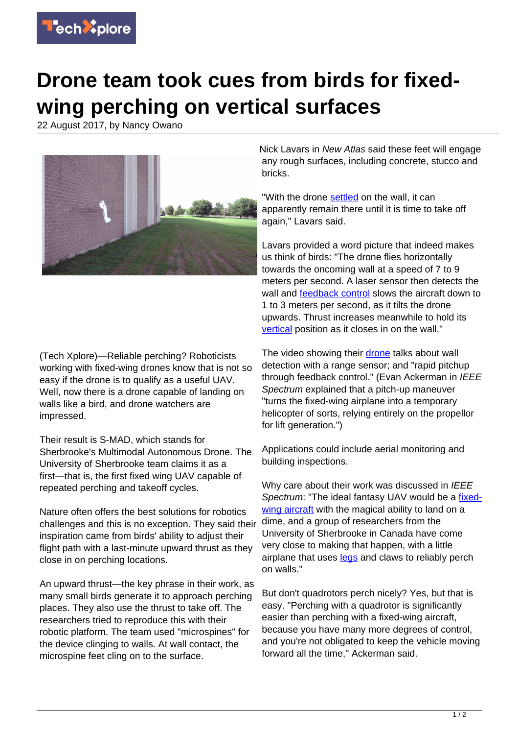# Drone team took cues from birds for fixed-wing perching on vertical surfaces

22 August 2017, by Nancy Owano

(Tech Xplore)—Reliable perching? Roboticists working with fixed-wing drones know that is not so easy if the drone is to qualify as a useful UAV. Well, now there is a drone capable of landing on walls like a bird, and drone watchers are impressed.

Their result is S-MAD, which stands for Sherbrooke's Multimodal Autonomous Drone. The University of Sherbrooke team claims it as a first—that is, the first fixed wing UAV capable of repeated perching and takeoff cycles.

Nature often offers the best solutions for robotics challenges and this is no exception. They said their inspiration came from birds' ability to adjust their flight path with a last-minute upward thrust as they close in on perching locations.

An upward thrust—the key phrase in their work, as many small birds generate it to approach perching places. They also use the thrust to take off. The researchers tried to reproduce this with their robotic platform. The team used "microspines" for the device clinging to walls. At wall contact, the microspine feet cling on to the surface.

Nick Lavars in *New Atlas* said these feet will engage any rough surfaces, including concrete, stucco and bricks.

"With the drone settled on the wall, it can apparently remain there until it is time to take off again," Lavars said.

Lavars provided a word picture that indeed makes us think of birds: "The drone flies horizontally towards the oncoming wall at a speed of 7 to 9 meters per second. A laser sensor then detects the wall and feedback control slows the aircraft down to 1 to 3 meters per second, as it tilts the drone upwards. Thrust increases meanwhile to hold its vertical position as it closes in on the wall."

The video showing their drone talks about wall detection with a range sensor; and "rapid pitchup through feedback control." (Evan Ackerman in *IEEE Spectrum* explained that a pitch-up maneuver "turns the fixed-wing airplane into a temporary helicopter of sorts, relying entirely on the propellor for lift generation.")

Applications could include aerial monitoring and building inspections.

Why care about their work was discussed in *IEEE Spectrum*: "The ideal fantasy UAV would be a fixed-wing aircraft with the magical ability to land on a dime, and a group of researchers from the University of Sherbrooke in Canada have come very close to making that happen, with a little airplane that uses legs and claws to reliably perch on walls."

But don't quadrotors perch nicely? Yes, but that is easy. "Perching with a quadrotor is significantly easier than perching with a fixed-wing aircraft, because you have many more degrees of control, and you're not obligated to keep the vehicle moving forward all the time," Ackerman said.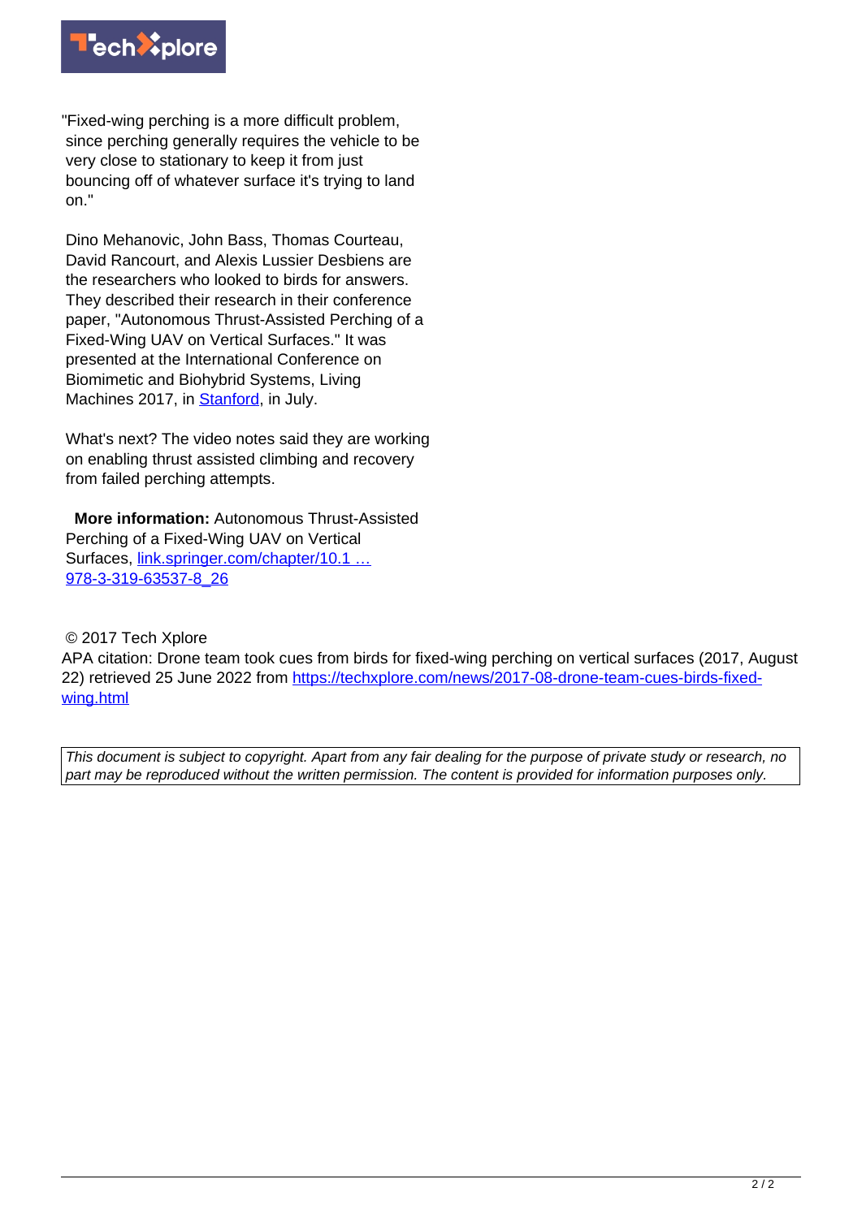"Fixed-wing perching is a more difficult problem, since perching generally requires the vehicle to be very close to stationary to keep it from just bouncing off of whatever surface it's trying to land on."

Dino Mehanovic, John Bass, Thomas Courteau, David Rancourt, and Alexis Lussier Desbiens are the researchers who looked to birds for answers. They described their research in their conference paper, "Autonomous Thrust-Assisted Perching of a Fixed-Wing UAV on Vertical Surfaces." It was presented at the International Conference on Biomimetic and Biohybrid Systems, Living Machines 2017, in Stanford, in July.

What's next? The video notes said they are working on enabling thrust assisted climbing and recovery from failed perching attempts.

**More information:** Autonomous Thrust-Assisted Perching of a Fixed-Wing UAV on Vertical Surfaces, link.springer.com/chapter/10.1 … 978-3-319-63537-8_26

© 2017 Tech Xplore

APA citation: Drone team took cues from birds for fixed-wing perching on vertical surfaces (2017, August 22) retrieved 25 June 2022 from https://techxplore.com/news/2017-08-drone-team-cues-birds-fixed-wing.html

*This document is subject to copyright. Apart from any fair dealing for the purpose of private study or research, no part may be reproduced without the written permission. The content is provided for information purposes only.*